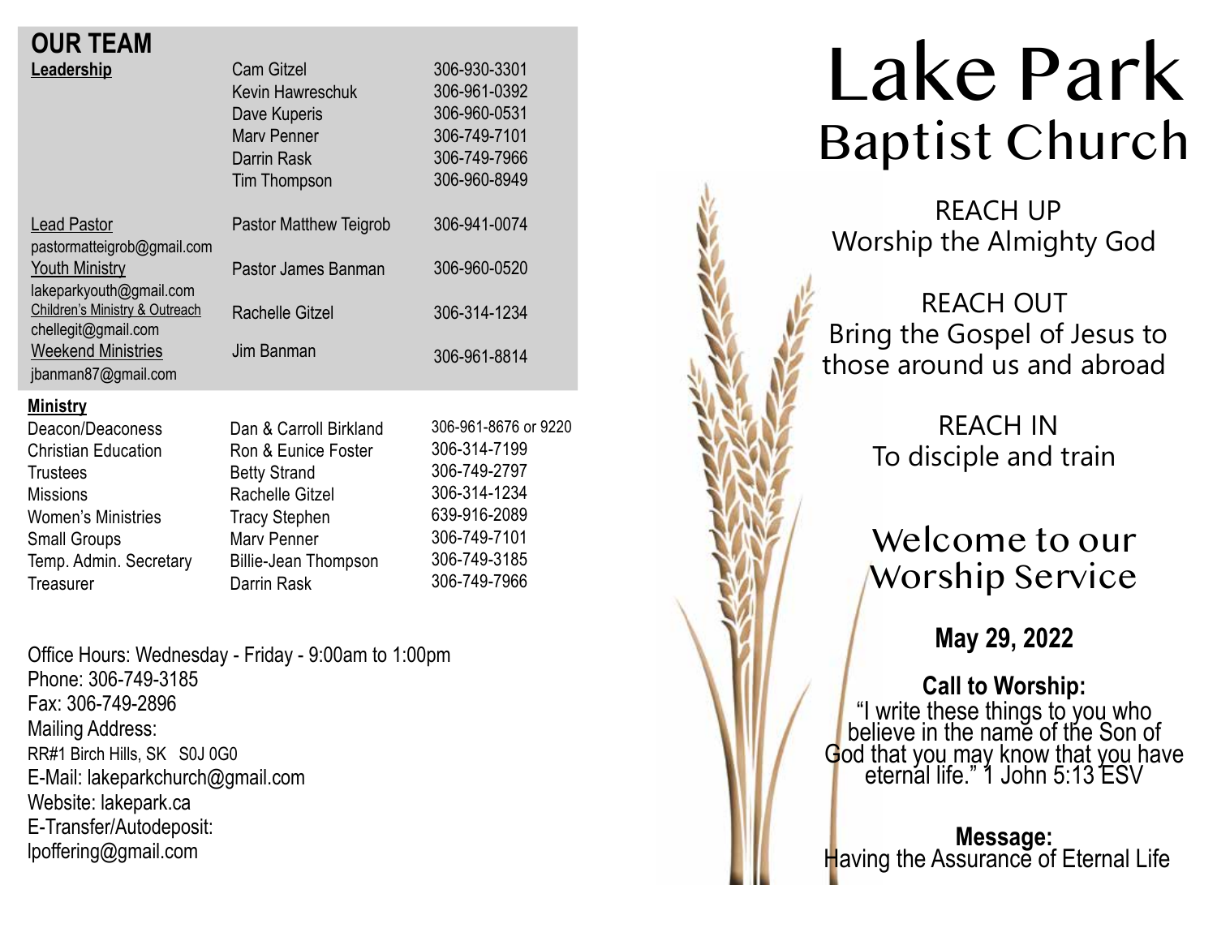## OUR TEAM

| Leadership | Cam Gitzel | 306-930-3301 |
|---|---|---|
| | Kevin Hawreschuk | 306-961-0392 |
| | Dave Kuperis | 306-960-0531 |
| | Marv Penner | 306-749-7101 |
| | Darrin Rask | 306-749-7966 |
| | Tim Thompson | 306-960-8949 |
| Lead Pastor<br>pastormatteigrob@gmail.com | Pastor Matthew Teigrob | 306-941-0074 |
| Youth Ministry<br>lakeparkyouth@gmail.com | Pastor James Banman | 306-960-0520 |
| Children's Ministry & Outreach<br>chellegit@gmail.com | Rachelle Gitzel | 306-314-1234 |
| Weekend Ministries<br>jbanman87@gmail.com | Jim Banman | 306-961-8814 |

### Ministry

| Ministry | | |
|---|---|---|
| Deacon/Deaconess | Dan & Carroll Birkland | 306-961-8676 or 9220 |
| Christian Education | Ron & Eunice Foster | 306-314-7199 |
| Trustees | Betty Strand | 306-749-2797 |
| Missions | Rachelle Gitzel | 306-314-1234 |
| Women's Ministries | Tracy Stephen | 639-916-2089 |
| Small Groups | Marv Penner | 306-749-7101 |
| Temp. Admin. Secretary | Billie-Jean Thompson | 306-749-3185 |
| Treasurer | Darrin Rask | 306-749-7966 |

Office Hours: Wednesday - Friday - 9:00am to 1:00pm
Phone: 306-749-3185
Fax: 306-749-2896
Mailing Address:
RR#1 Birch Hills, SK S0J 0G0
E-Mail: lakeparkchurch@gmail.com
Website: lakepark.ca
E-Transfer/Autodeposit:
lpoffering@gmail.com

# Lake Park
## Baptist Church

REACH UP
Worship the Almighty God

REACH OUT
Bring the Gospel of Jesus to those around us and abroad

REACH IN
To disciple and train

## Welcome to our Worship Service

**May 29, 2022**

**Call to Worship:**
"I write these things to you who believe in the name of the Son of God that you may know that you have eternal life." 1 John 5:13 ESV

**Message:**
Having the Assurance of Eternal Life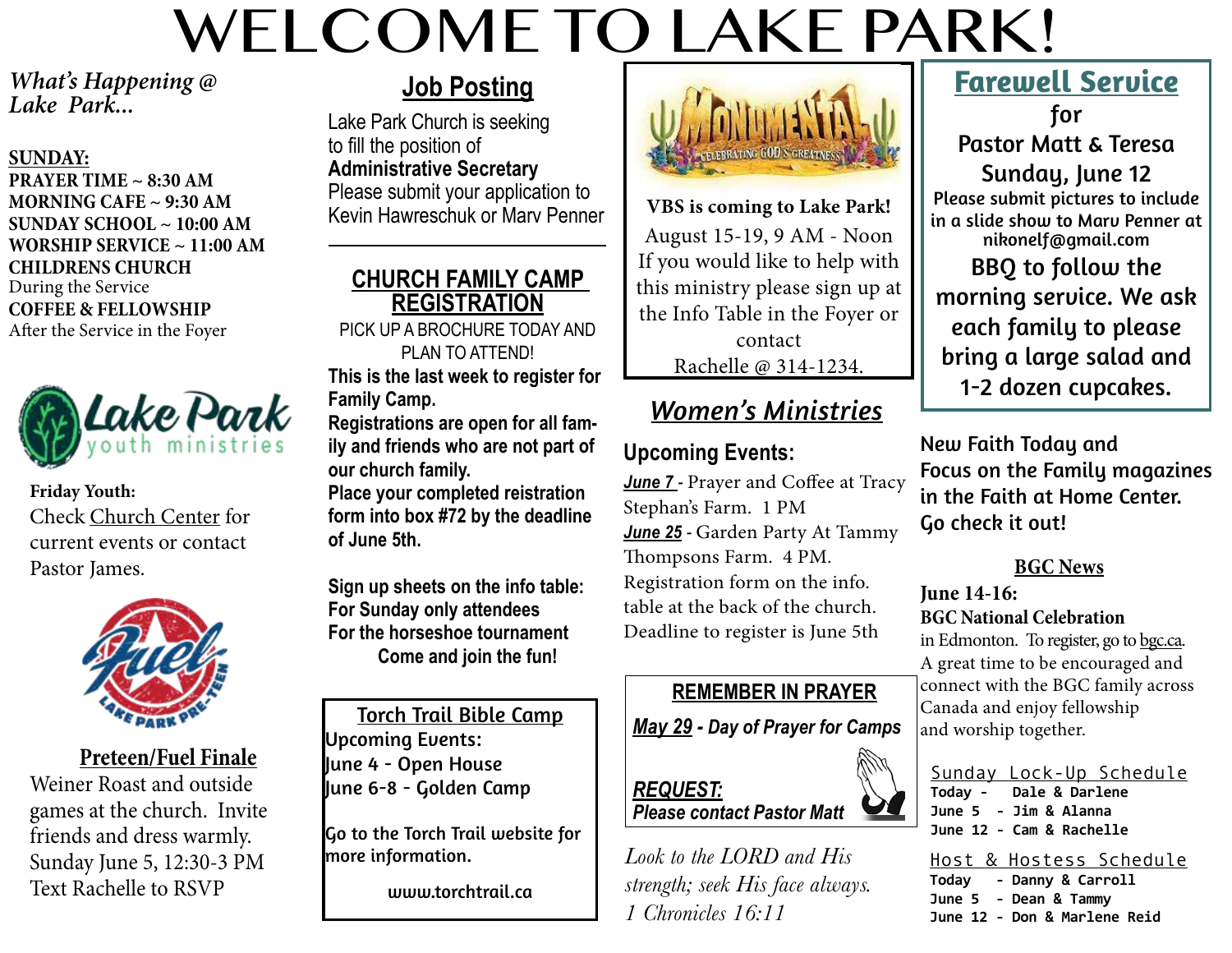# WELCOME TO LAKE PARK!

*What's Happening @ Lake Park...*

**SUNDAY:**
**PRAYER TIME ~ 8:30 AM**
**MORNING CAFE ~ 9:30 AM**
**SUNDAY SCHOOL ~ 10:00 AM**
**WORSHIP SERVICE ~ 11:00 AM**
**CHILDRENS CHURCH**
During the Service
**COFFEE & FELLOWSHIP**
After the Service in the Foyer

Lake Park youth ministries

**Friday Youth:**
Check Church Center for current events or contact Pastor James.

Fuel LAKE PARK PRE-TEEN

## Preteen/Fuel Finale

Weiner Roast and outside games at the church. Invite friends and dress warmly.
Sunday June 5, 12:30-3 PM
Text Rachelle to RSVP

## Job Posting

Lake Park Church is seeking to fill the position of **Administrative Secretary**
Please submit your application to Kevin Hawreschuk or Marv Penner

## CHURCH FAMILY CAMP REGISTRATION

PICK UP A BROCHURE TODAY AND PLAN TO ATTEND!

**This is the last week to register for Family Camp.**
**Registrations are open for all family and friends who are not part of our church family.**
**Place your completed reistration form into box #72 by the deadline of June 5th.**

**Sign up sheets on the info table:**
**For Sunday only attendees**
**For the horseshoe tournament**
**Come and join the fun!**

## Torch Trail Bible Camp

Upcoming Events:
June 4 - Open House
June 6-8 - Golden Camp

Go to the Torch Trail website for more information.

www.torchtrail.ca

MONUMENTAL CELEBRATING GOD'S GREATNESS

**VBS is coming to Lake Park!**
August 15-19, 9 AM - Noon
If you would like to help with this ministry please sign up at the Info Table in the Foyer or contact
Rachelle @ 314-1234.

## *Women's Ministries*

### Upcoming Events:

***June 7*** - Prayer and Coffee at Tracy Stephan's Farm. 1 PM
***June 25*** - Garden Party At Tammy Thompsons Farm. 4 PM.
Registration form on the info. table at the back of the church. Deadline to register is June 5th

## REMEMBER IN PRAYER

***May 29* - Day of Prayer for Camps**

***REQUEST:***
***Please contact Pastor Matt***

*Look to the LORD and His strength; seek His face always.*
*1 Chronicles 16:11*

## Farewell Service

for
Pastor Matt & Teresa
Sunday, June 12
Please submit pictures to include in a slide show to Marv Penner at nikonelf@gmail.com
BBQ to follow the morning service. We ask each family to please bring a large salad and 1-2 dozen cupcakes.

New Faith Today and Focus on the Family magazines in the Faith at Home Center. Go check it out!

## BGC News

**June 14-16:**
**BGC National Celebration**
in Edmonton. To register, go to bgc.ca.
A great time to be encouraged and connect with the BGC family across Canada and enjoy fellowship and worship together.

Sunday Lock-Up Schedule
**Today - Dale & Darlene**
**June 5 - Jim & Alanna**
**June 12 - Cam & Rachelle**

Host & Hostess Schedule
**Today - Danny & Carroll**
**June 5 - Dean & Tammy**
**June 12 - Don & Marlene Reid**